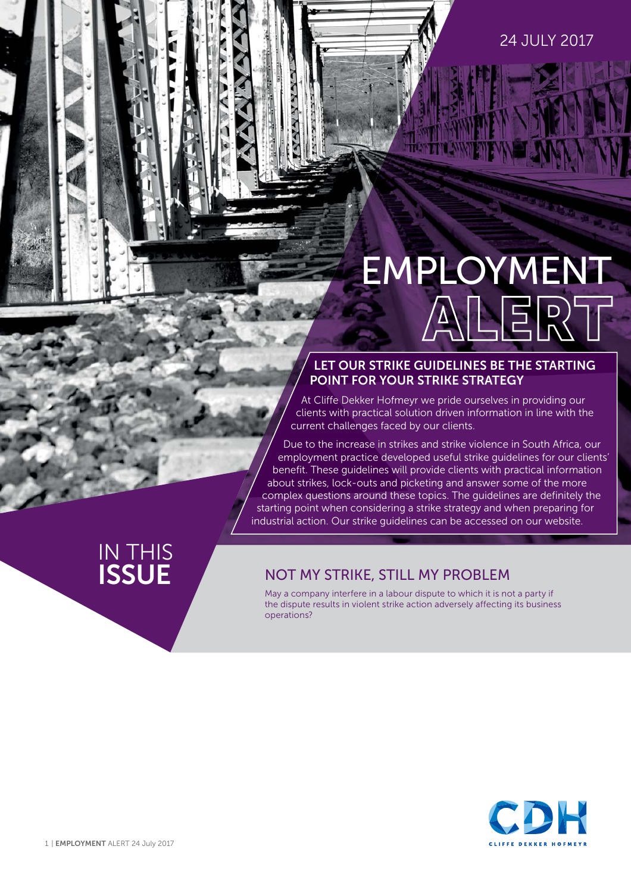24 JULY 2017

# EMPLOYMENT ALERT

## LET OUR STRIKE GUIDELINES BE THE STARTING POINT FOR YOUR STRIKE STRATEGY

At Cliffe Dekker Hofmeyr we pride ourselves in providing our clients with practical solution driven information in line with the current challenges faced by our clients.

Due to the increase in strikes and strike violence in South Africa, our employment practice developed useful strike guidelines for our clients' benefit. These guidelines will provide clients with practical information about strikes, lock-outs and picketing and answer some of the more complex questions around these topics. The guidelines are definitely the starting point when considering a strike strategy and when preparing for industrial action. Our strike guidelines can be accessed on our website.

## IN THIS ISSUE

### NOT MY STRIKE, STILL MY PROBLEM

May a company interfere in a labour dispute to which it is not a party if the dispute results in violent strike action adversely affecting its business operations?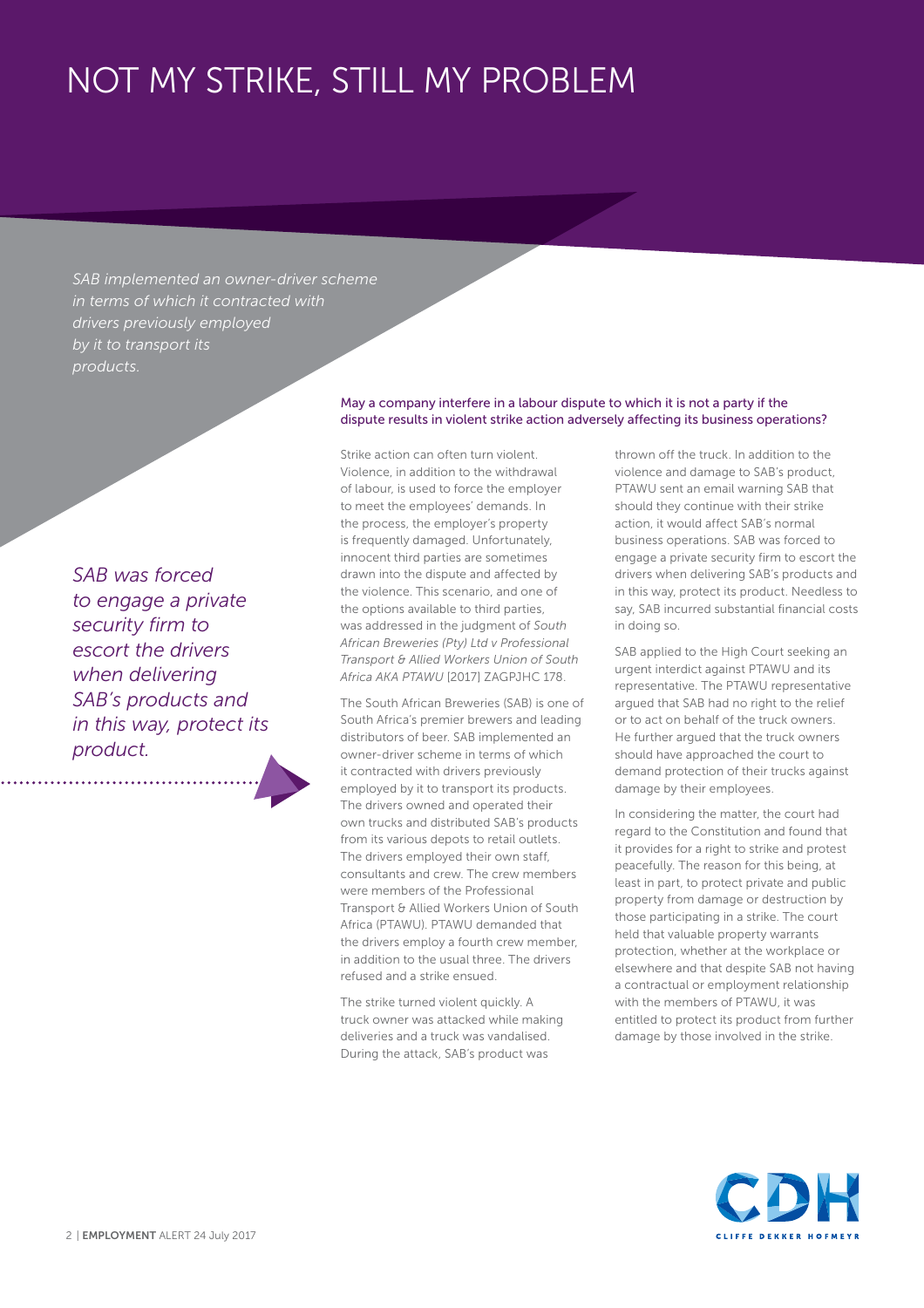# NOT MY STRIKE, STILL MY PROBLEM

*SAB implemented an owner-driver scheme in terms of which it contracted with drivers previously employed by it to transport its products.*

May a company interfere in a labour dispute to which it is not a party if the dispute results in violent strike action adversely affecting its business operations?

Strike action can often turn violent. Violence, in addition to the withdrawal of labour, is used to force the employer to meet the employees' demands. In the process, the employer's property is frequently damaged. Unfortunately, innocent third parties are sometimes drawn into the dispute and affected by the violence. This scenario, and one of the options available to third parties, was addressed in the judgment of *South African Breweries (Pty) Ltd v Professional Transport & Allied Workers Union of South Africa AKA PTAWU* [2017] ZAGPJHC 178.

The South African Breweries (SAB) is one of South Africa's premier brewers and leading distributors of beer. SAB implemented an owner-driver scheme in terms of which it contracted with drivers previously employed by it to transport its products. The drivers owned and operated their own trucks and distributed SAB's products from its various depots to retail outlets. The drivers employed their own staff, consultants and crew. The crew members were members of the Professional Transport & Allied Workers Union of South Africa (PTAWU). PTAWU demanded that the drivers employ a fourth crew member, in addition to the usual three. The drivers refused and a strike ensued.

The strike turned violent quickly. A truck owner was attacked while making deliveries and a truck was vandalised. During the attack, SAB's product was thrown off the truck. In addition to the violence and damage to SAB's product, PTAWU sent an email warning SAB that should they continue with their strike action, it would affect SAB's normal business operations. SAB was forced to engage a private security firm to escort the drivers when delivering SAB's products and in this way, protect its product. Needless to say, SAB incurred substantial financial costs in doing so.

*SAB was forced to engage a private security firm to escort the drivers when delivering SAB's products and in this way, protect its product.*

SAB applied to the High Court seeking an urgent interdict against PTAWU and its representative. The PTAWU representative argued that SAB had no right to the relief or to act on behalf of the truck owners. He further argued that the truck owners should have approached the court to demand protection of their trucks against damage by their employees.

In considering the matter, the court had regard to the Constitution and found that it provides for a right to strike and protest peacefully. The reason for this being, at least in part, to protect private and public property from damage or destruction by those participating in a strike. The court held that valuable property warrants protection, whether at the workplace or elsewhere and that despite SAB not having a contractual or employment relationship with the members of PTAWU, it was entitled to protect its product from further damage by those involved in the strike.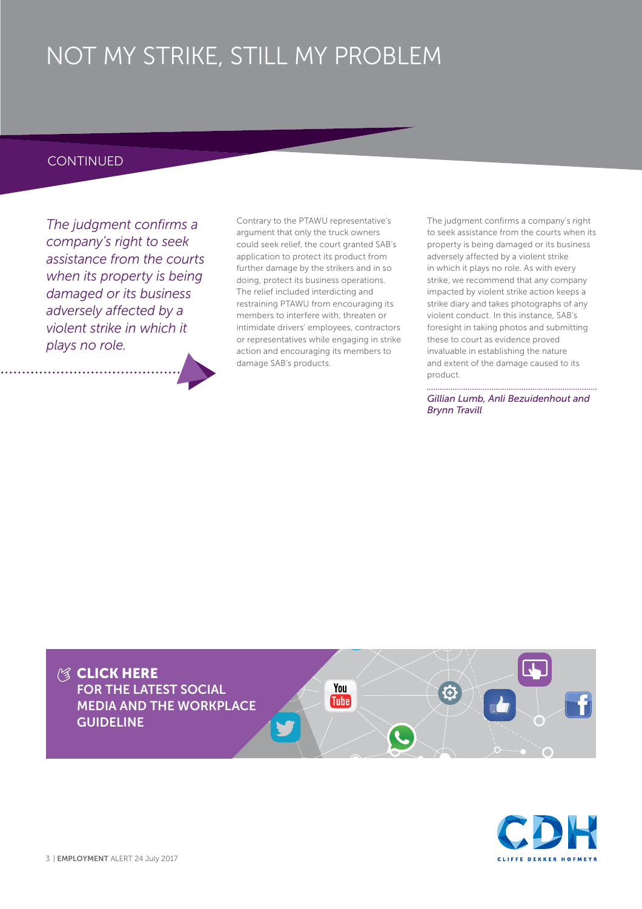# NOT MY STRIKE, STILL MY PROBLEM

CONTINUED

*The judgment confirms a company's right to seek assistance from the courts when its property is being damaged or its business adversely affected by a violent strike in which it plays no role.*

Contrary to the PTAWU representative's argument that only the truck owners could seek relief, the court granted SAB's application to protect its product from further damage by the strikers and in so doing, protect its business operations. The relief included interdicting and restraining PTAWU from encouraging its members to interfere with, threaten or intimidate drivers' employees, contractors or representatives while engaging in strike action and encouraging its members to damage SAB's products.

The judgment confirms a company's right to seek assistance from the courts when its property is being damaged or its business adversely affected by a violent strike in which it plays no role. As with every strike, we recommend that any company impacted by violent strike action keeps a strike diary and takes photographs of any violent conduct. In this instance, SAB's foresight in taking photos and submitting these to court as evidence proved invaluable in establishing the nature and extent of the damage caused to its product.

*Gillian Lumb, Anli Bezuidenhout and Brynn Travill*

**CLICK HERE**
**FOR THE LATEST SOCIAL MEDIA AND THE WORKPLACE GUIDELINE**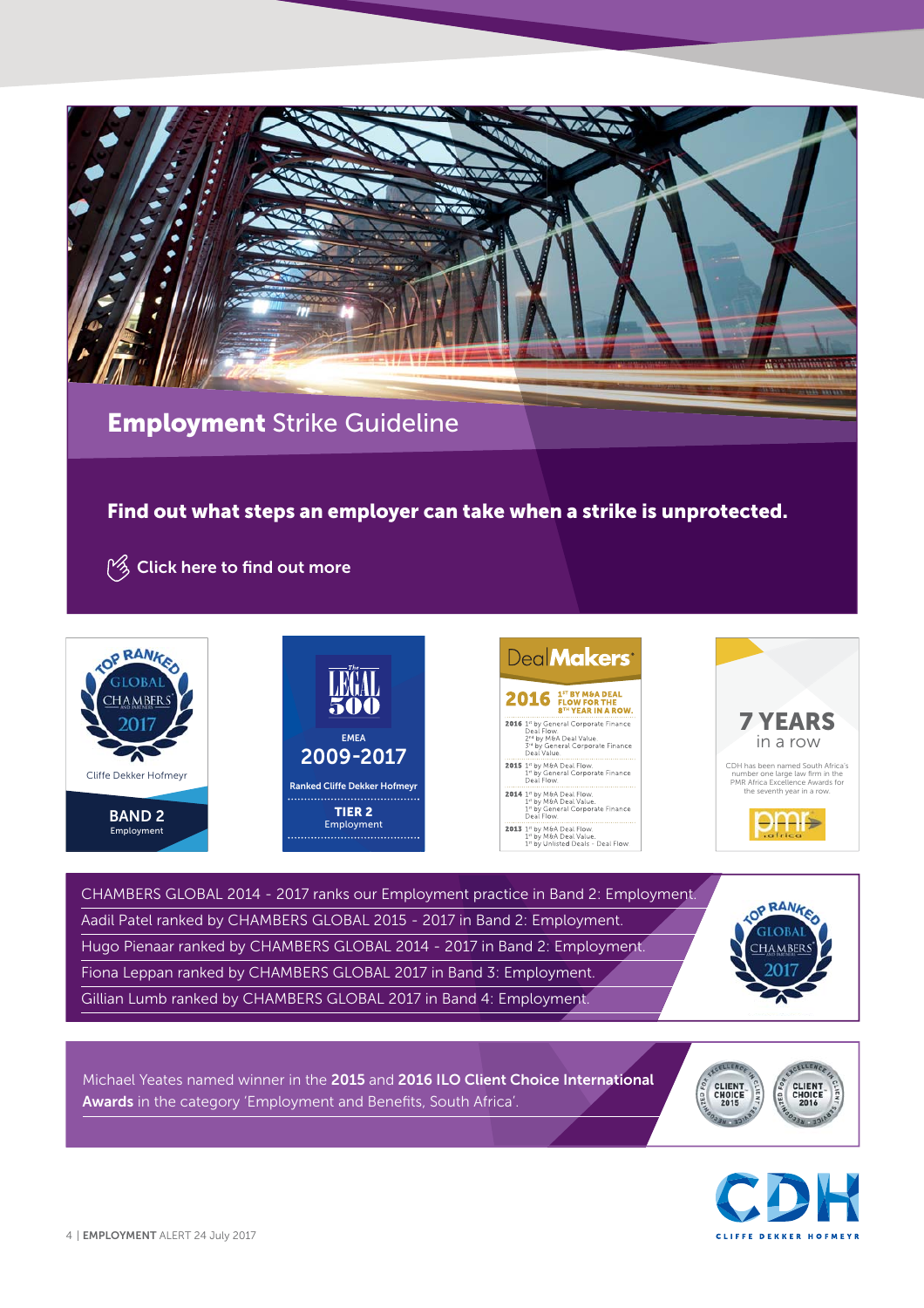## **Employment** Strike Guideline

**Find out what steps an employer can take when a strike is unprotected.**

Click here to find out more

TOP RANKED GLOBAL CHAMBERS AND PARTNERS 2017
Cliffe Dekker Hofmeyr
**BAND 2**
Employment

The LEGAL 500
EMEA
2009-2017
Ranked Cliffe Dekker Hofmeyr
**TIER 2**
Employment

DealMakers
**2016** 1ST BY M&A DEAL FLOW FOR THE 8TH YEAR IN A ROW.

**2016** 1st by General Corporate Finance Deal Flow.
2nd by M&A Deal Value.
3rd by General Corporate Finance Deal Value.

**2015** 1st by M&A Deal Flow.
1st by General Corporate Finance Deal Flow.

**2014** 1st by M&A Deal Flow.
1st by M&A Deal Value.
1st by General Corporate Finance Deal Flow.

**2013** 1st by M&A Deal Flow.
1st by M&A Deal Value.
1st by Unlisted Deals - Deal Flow

**7 YEARS** in a row

CDH has been named South Africa's number one large law firm in the PMR Africa Excellence Awards for the seventh year in a row.

pmr africa

CHAMBERS GLOBAL 2014 - 2017 ranks our Employment practice in Band 2: Employment.
Aadil Patel ranked by CHAMBERS GLOBAL 2015 - 2017 in Band 2: Employment.
Hugo Pienaar ranked by CHAMBERS GLOBAL 2014 - 2017 in Band 2: Employment.
Fiona Leppan ranked by CHAMBERS GLOBAL 2017 in Band 3: Employment.
Gillian Lumb ranked by CHAMBERS GLOBAL 2017 in Band 4: Employment.

Michael Yeates named winner in the **2015** and **2016 ILO Client Choice International Awards** in the category 'Employment and Benefits, South Africa'.

CLIENT CHOICE 2015 — CLIENT CHOICE 2016

CDH
CLIFFE DEKKER HOFMEYR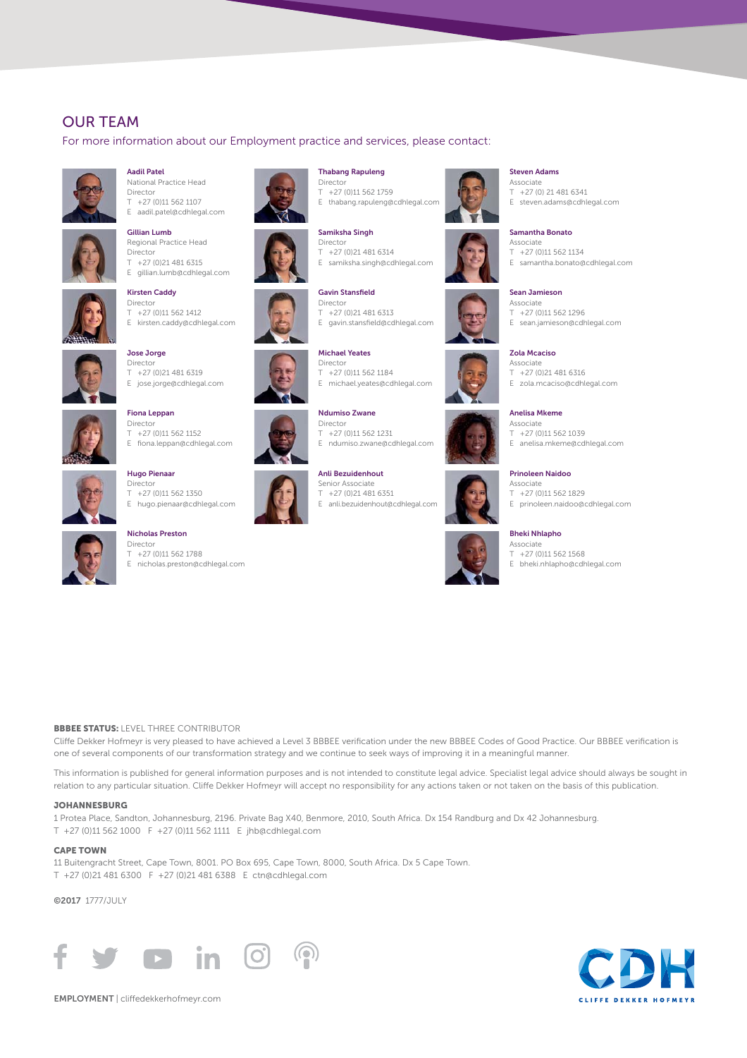## OUR TEAM

For more information about our Employment practice and services, please contact:

**Aadil Patel**
National Practice Head
Director
T +27 (0)11 562 1107
E aadil.patel@cdhlegal.com

**Gillian Lumb**
Regional Practice Head
Director
T +27 (0)21 481 6315
E gillian.lumb@cdhlegal.com

**Kirsten Caddy**
Director
T +27 (0)11 562 1412
E kirsten.caddy@cdhlegal.com

**Jose Jorge**
Director
T +27 (0)21 481 6319
E jose.jorge@cdhlegal.com

**Fiona Leppan**
Director
T +27 (0)11 562 1152
E fiona.leppan@cdhlegal.com

**Hugo Pienaar**
Director
T +27 (0)11 562 1350
E hugo.pienaar@cdhlegal.com

**Nicholas Preston**
Director
T +27 (0)11 562 1788
E nicholas.preston@cdhlegal.com

**Thabang Rapuleng**
Director
T +27 (0)11 562 1759
E thabang.rapuleng@cdhlegal.com

**Samiksha Singh**
Director
T +27 (0)21 481 6314
E samiksha.singh@cdhlegal.com

**Gavin Stansfield**
Director
T +27 (0)21 481 6313
E gavin.stansfield@cdhlegal.com

**Michael Yeates**
Director
T +27 (0)11 562 1184
E michael.yeates@cdhlegal.com

**Ndumiso Zwane**
Director
T +27 (0)11 562 1231
E ndumiso.zwane@cdhlegal.com

**Anli Bezuidenhout**
Senior Associate
T +27 (0)21 481 6351
E anli.bezuidenhout@cdhlegal.com

**Steven Adams**
Associate
T +27 (0) 21 481 6341
E steven.adams@cdhlegal.com

**Samantha Bonato**
Associate
T +27 (0)11 562 1134
E samantha.bonato@cdhlegal.com

**Sean Jamieson**
Associate
T +27 (0)11 562 1296
E sean.jamieson@cdhlegal.com

**Zola Mcaciso**
Associate
T +27 (0)21 481 6316
E zola.mcaciso@cdhlegal.com

**Anelisa Mkeme**
Associate
T +27 (0)11 562 1039
E anelisa.mkeme@cdhlegal.com

**Prinoleen Naidoo**
Associate
T +27 (0)11 562 1829
E prinoleen.naidoo@cdhlegal.com

**Bheki Nhlapho**
Associate
T +27 (0)11 562 1568
E bheki.nhlapho@cdhlegal.com

**BBBEE STATUS:** LEVEL THREE CONTRIBUTOR

Cliffe Dekker Hofmeyr is very pleased to have achieved a Level 3 BBBEE verification under the new BBBEE Codes of Good Practice. Our BBBEE verification is one of several components of our transformation strategy and we continue to seek ways of improving it in a meaningful manner.

This information is published for general information purposes and is not intended to constitute legal advice. Specialist legal advice should always be sought in relation to any particular situation. Cliffe Dekker Hofmeyr will accept no responsibility for any actions taken or not taken on the basis of this publication.

**JOHANNESBURG**

1 Protea Place, Sandton, Johannesburg, 2196. Private Bag X40, Benmore, 2010, South Africa. Dx 154 Randburg and Dx 42 Johannesburg.
T +27 (0)11 562 1000 F +27 (0)11 562 1111 E jhb@cdhlegal.com

**CAPE TOWN**

11 Buitengracht Street, Cape Town, 8001. PO Box 695, Cape Town, 8000, South Africa. Dx 5 Cape Town.
T +27 (0)21 481 6300 F +27 (0)21 481 6388 E ctn@cdhlegal.com

**©2017** 1777/JULY

**EMPLOYMENT** | cliffedekkerhofmeyr.com

CLIFFE DEKKER HOFMEYR